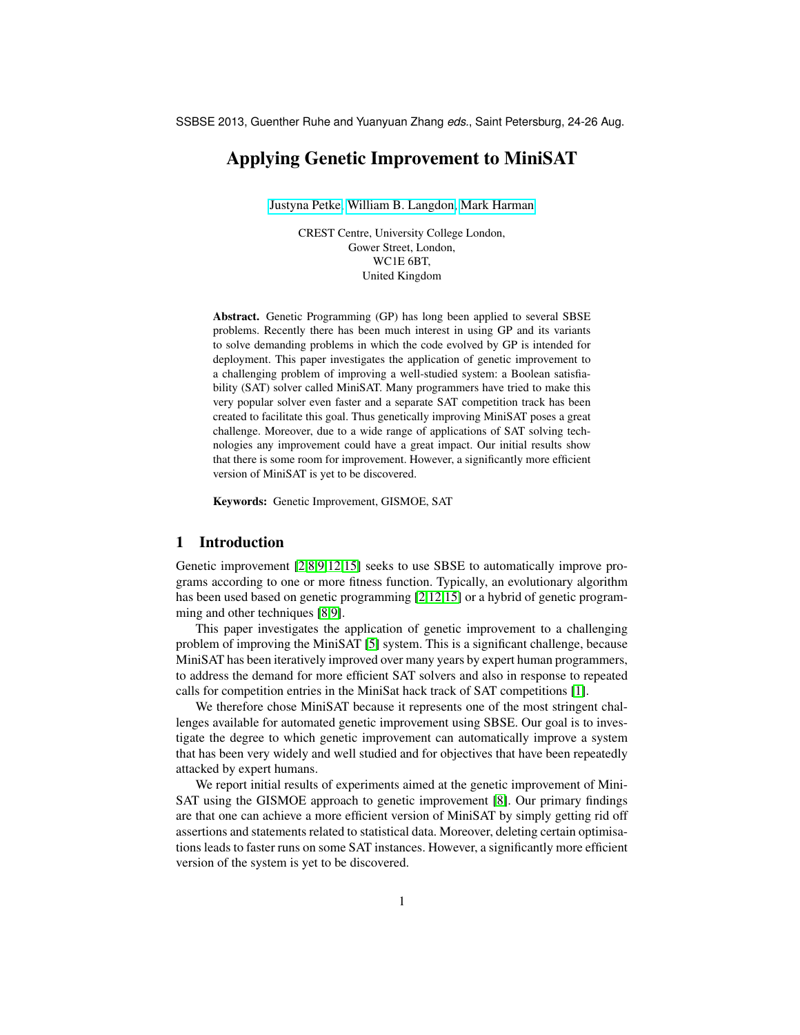SSBSE 2013, Guenther Ruhe and Yuanyuan Zhang *eds.*, Saint Petersburg, 24-26 Aug.

# Applying Genetic Improvement to MiniSAT

Justyna Petke, William B. Langdon, Mark Harman

CREST Centre, University College London,
Gower Street, London,
WC1E 6BT,
United Kingdom

**Abstract.** Genetic Programming (GP) has long been applied to several SBSE problems. Recently there has been much interest in using GP and its variants to solve demanding problems in which the code evolved by GP is intended for deployment. This paper investigates the application of genetic improvement to a challenging problem of improving a well-studied system: a Boolean satisfiability (SAT) solver called MiniSAT. Many programmers have tried to make this very popular solver even faster and a separate SAT competition track has been created to facilitate this goal. Thus genetically improving MiniSAT poses a great challenge. Moreover, due to a wide range of applications of SAT solving technologies any improvement could have a great impact. Our initial results show that there is some room for improvement. However, a significantly more efficient version of MiniSAT is yet to be discovered.

**Keywords:** Genetic Improvement, GISMOE, SAT

## 1 Introduction

Genetic improvement [2,8,9,12,15] seeks to use SBSE to automatically improve programs according to one or more fitness function. Typically, an evolutionary algorithm has been used based on genetic programming [2,12,15] or a hybrid of genetic programming and other techniques [8,9].

This paper investigates the application of genetic improvement to a challenging problem of improving the MiniSAT [5] system. This is a significant challenge, because MiniSAT has been iteratively improved over many years by expert human programmers, to address the demand for more efficient SAT solvers and also in response to repeated calls for competition entries in the MiniSat hack track of SAT competitions [1].

We therefore chose MiniSAT because it represents one of the most stringent challenges available for automated genetic improvement using SBSE. Our goal is to investigate the degree to which genetic improvement can automatically improve a system that has been very widely and well studied and for objectives that have been repeatedly attacked by expert humans.

We report initial results of experiments aimed at the genetic improvement of MiniSAT using the GISMOE approach to genetic improvement [8]. Our primary findings are that one can achieve a more efficient version of MiniSAT by simply getting rid off assertions and statements related to statistical data. Moreover, deleting certain optimisations leads to faster runs on some SAT instances. However, a significantly more efficient version of the system is yet to be discovered.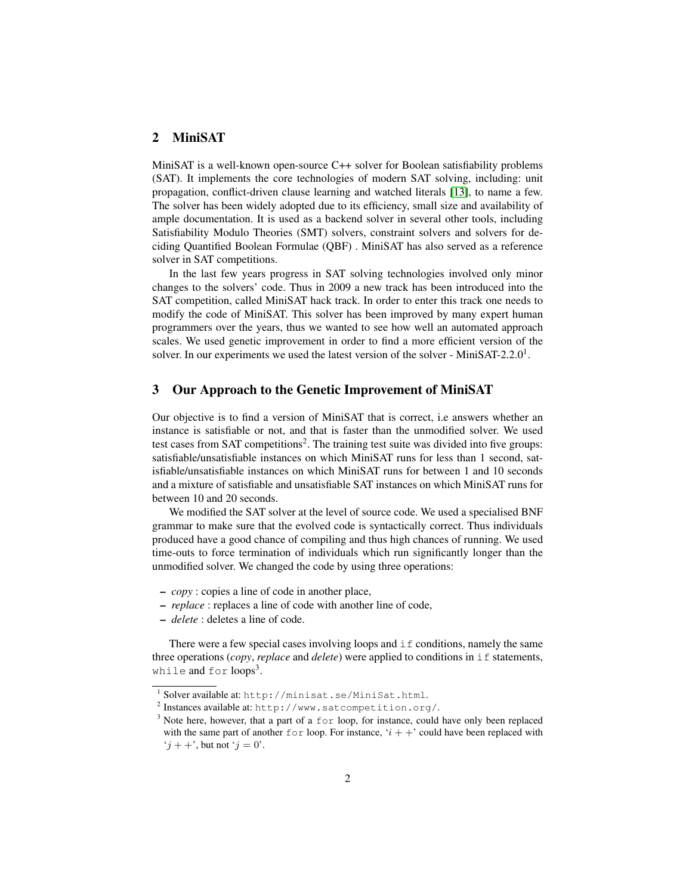## 2 MiniSAT

MiniSAT is a well-known open-source C++ solver for Boolean satisfiability problems (SAT). It implements the core technologies of modern SAT solving, including: unit propagation, conflict-driven clause learning and watched literals [13], to name a few. The solver has been widely adopted due to its efficiency, small size and availability of ample documentation. It is used as a backend solver in several other tools, including Satisfiability Modulo Theories (SMT) solvers, constraint solvers and solvers for deciding Quantified Boolean Formulae (QBF) . MiniSAT has also served as a reference solver in SAT competitions.

In the last few years progress in SAT solving technologies involved only minor changes to the solvers' code. Thus in 2009 a new track has been introduced into the SAT competition, called MiniSAT hack track. In order to enter this track one needs to modify the code of MiniSAT. This solver has been improved by many expert human programmers over the years, thus we wanted to see how well an automated approach scales. We used genetic improvement in order to find a more efficient version of the solver. In our experiments we used the latest version of the solver - MiniSAT-2.2.0[1].

## 3 Our Approach to the Genetic Improvement of MiniSAT

Our objective is to find a version of MiniSAT that is correct, i.e answers whether an instance is satisfiable or not, and that is faster than the unmodified solver. We used test cases from SAT competitions[2]. The training test suite was divided into five groups: satisfiable/unsatisfiable instances on which MiniSAT runs for less than 1 second, satisfiable/unsatisfiable instances on which MiniSAT runs for between 1 and 10 seconds and a mixture of satisfiable and unsatisfiable SAT instances on which MiniSAT runs for between 10 and 20 seconds.

We modified the SAT solver at the level of source code. We used a specialised BNF grammar to make sure that the evolved code is syntactically correct. Thus individuals produced have a good chance of compiling and thus high chances of running. We used time-outs to force termination of individuals which run significantly longer than the unmodified solver. We changed the code by using three operations:

- *copy* : copies a line of code in another place,
- *replace* : replaces a line of code with another line of code,
- *delete* : deletes a line of code.

There were a few special cases involving loops and `if` conditions, namely the same three operations (*copy*, *replace* and *delete*) were applied to conditions in `if` statements, `while` and `for` loops[3].

[1] Solver available at: `http://minisat.se/MiniSat.html`.

[2] Instances available at: `http://www.satcompetition.org/`.

[3] Note here, however, that a part of a `for` loop, for instance, could have only been replaced with the same part of another `for` loop. For instance, '$i++$' could have been replaced with '$j++$', but not '$j = 0$'.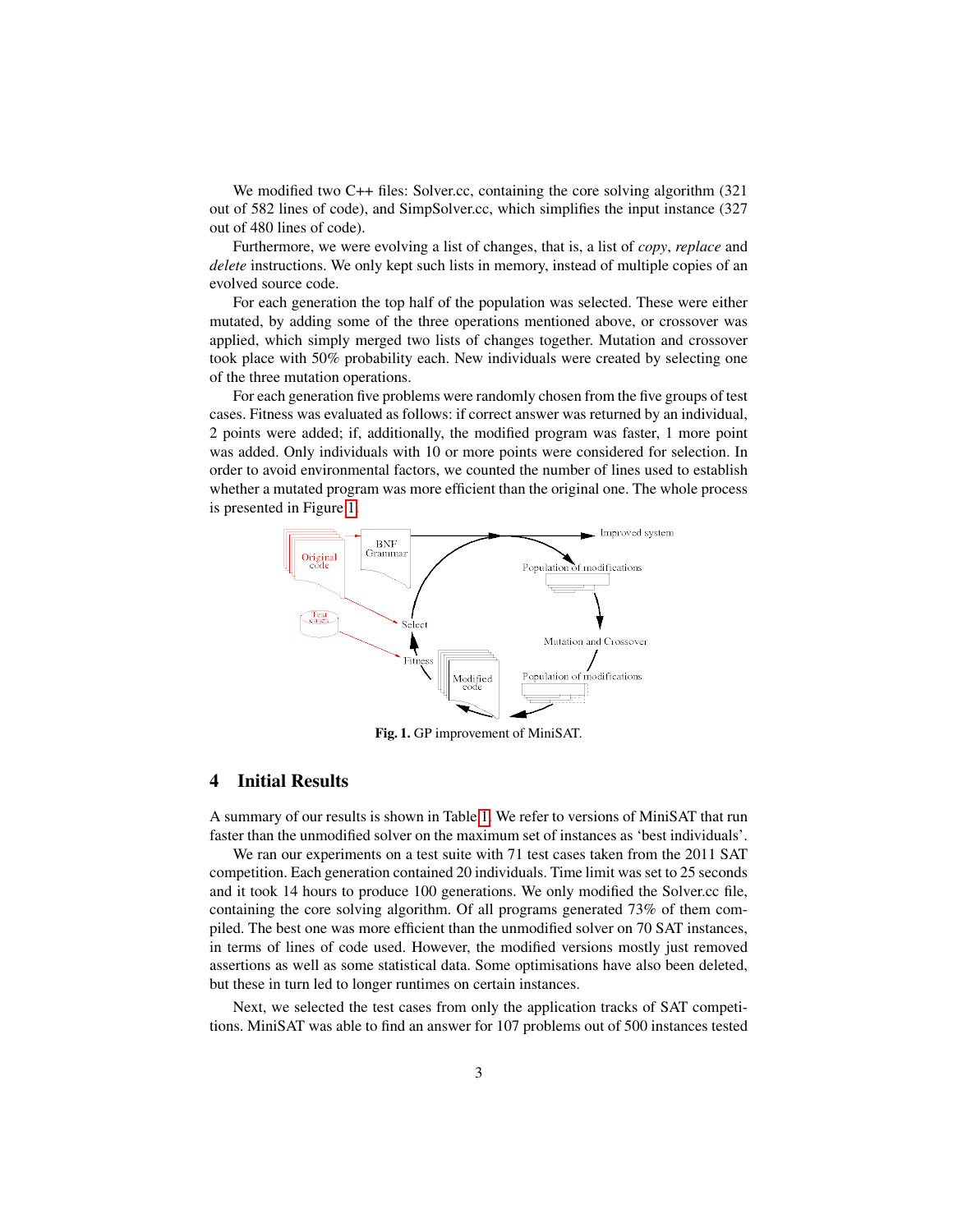We modified two C++ files: Solver.cc, containing the core solving algorithm (321 out of 582 lines of code), and SimpSolver.cc, which simplifies the input instance (327 out of 480 lines of code).

Furthermore, we were evolving a list of changes, that is, a list of *copy*, *replace* and *delete* instructions. We only kept such lists in memory, instead of multiple copies of an evolved source code.

For each generation the top half of the population was selected. These were either mutated, by adding some of the three operations mentioned above, or crossover was applied, which simply merged two lists of changes together. Mutation and crossover took place with 50% probability each. New individuals were created by selecting one of the three mutation operations.

For each generation five problems were randomly chosen from the five groups of test cases. Fitness was evaluated as follows: if correct answer was returned by an individual, 2 points were added; if, additionally, the modified program was faster, 1 more point was added. Only individuals with 10 or more points were considered for selection. In order to avoid environmental factors, we counted the number of lines used to establish whether a mutated program was more efficient than the original one. The whole process is presented in Figure 1.

**Fig. 1.** GP improvement of MiniSAT.

## 4 Initial Results

A summary of our results is shown in Table 1. We refer to versions of MiniSAT that run faster than the unmodified solver on the maximum set of instances as 'best individuals'.

We ran our experiments on a test suite with 71 test cases taken from the 2011 SAT competition. Each generation contained 20 individuals. Time limit was set to 25 seconds and it took 14 hours to produce 100 generations. We only modified the Solver.cc file, containing the core solving algorithm. Of all programs generated 73% of them compiled. The best one was more efficient than the unmodified solver on 70 SAT instances, in terms of lines of code used. However, the modified versions mostly just removed assertions as well as some statistical data. Some optimisations have also been deleted, but these in turn led to longer runtimes on certain instances.

Next, we selected the test cases from only the application tracks of SAT competitions. MiniSAT was able to find an answer for 107 problems out of 500 instances tested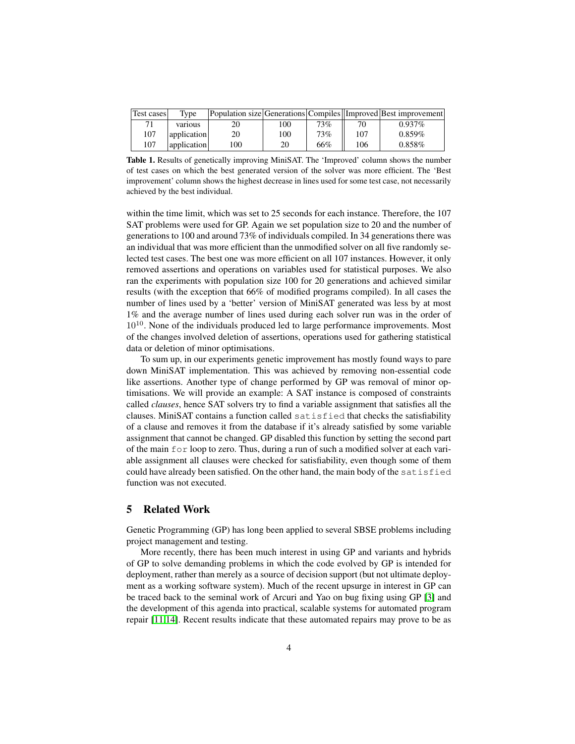| Test cases | Type | Population size | Generations | Compiles | Improved | Best improvement |
|---|---|---|---|---|---|---|
| 71 | various | 20 | 100 | 73% | 70 | 0.937% |
| 107 | application | 20 | 100 | 73% | 107 | 0.859% |
| 107 | application | 100 | 20 | 66% | 106 | 0.858% |

**Table 1.** Results of genetically improving MiniSAT. The 'Improved' column shows the number of test cases on which the best generated version of the solver was more efficient. The 'Best improvement' column shows the highest decrease in lines used for some test case, not necessarily achieved by the best individual.

within the time limit, which was set to 25 seconds for each instance. Therefore, the 107 SAT problems were used for GP. Again we set population size to 20 and the number of generations to 100 and around 73% of individuals compiled. In 34 generations there was an individual that was more efficient than the unmodified solver on all five randomly selected test cases. The best one was more efficient on all 107 instances. However, it only removed assertions and operations on variables used for statistical purposes. We also ran the experiments with population size 100 for 20 generations and achieved similar results (with the exception that 66% of modified programs compiled). In all cases the number of lines used by a 'better' version of MiniSAT generated was less by at most 1% and the average number of lines used during each solver run was in the order of $10^{10}$. None of the individuals produced led to large performance improvements. Most of the changes involved deletion of assertions, operations used for gathering statistical data or deletion of minor optimisations.

To sum up, in our experiments genetic improvement has mostly found ways to pare down MiniSAT implementation. This was achieved by removing non-essential code like assertions. Another type of change performed by GP was removal of minor optimisations. We will provide an example: A SAT instance is composed of constraints called *clauses*, hence SAT solvers try to find a variable assignment that satisfies all the clauses. MiniSAT contains a function called `satisfied` that checks the satisfiability of a clause and removes it from the database if it's already satisfied by some variable assignment that cannot be changed. GP disabled this function by setting the second part of the main `for` loop to zero. Thus, during a run of such a modified solver at each variable assignment all clauses were checked for satisfiability, even though some of them could have already been satisfied. On the other hand, the main body of the `satisfied` function was not executed.

## 5 Related Work

Genetic Programming (GP) has long been applied to several SBSE problems including project management and testing.

More recently, there has been much interest in using GP and variants and hybrids of GP to solve demanding problems in which the code evolved by GP is intended for deployment, rather than merely as a source of decision support (but not ultimate deployment as a working software system). Much of the recent upsurge in interest in GP can be traced back to the seminal work of Arcuri and Yao on bug fixing using GP [3] and the development of this agenda into practical, scalable systems for automated program repair [11,14]. Recent results indicate that these automated repairs may prove to be as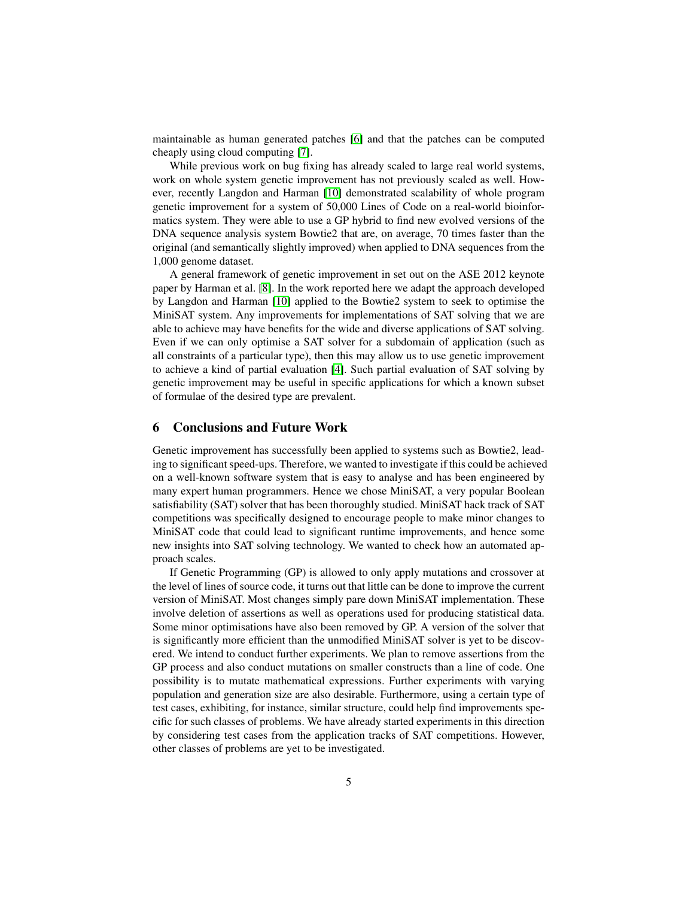maintainable as human generated patches [6] and that the patches can be computed cheaply using cloud computing [7].

While previous work on bug fixing has already scaled to large real world systems, work on whole system genetic improvement has not previously scaled as well. However, recently Langdon and Harman [10] demonstrated scalability of whole program genetic improvement for a system of 50,000 Lines of Code on a real-world bioinformatics system. They were able to use a GP hybrid to find new evolved versions of the DNA sequence analysis system Bowtie2 that are, on average, 70 times faster than the original (and semantically slightly improved) when applied to DNA sequences from the 1,000 genome dataset.

A general framework of genetic improvement in set out on the ASE 2012 keynote paper by Harman et al. [8]. In the work reported here we adapt the approach developed by Langdon and Harman [10] applied to the Bowtie2 system to seek to optimise the MiniSAT system. Any improvements for implementations of SAT solving that we are able to achieve may have benefits for the wide and diverse applications of SAT solving. Even if we can only optimise a SAT solver for a subdomain of application (such as all constraints of a particular type), then this may allow us to use genetic improvement to achieve a kind of partial evaluation [4]. Such partial evaluation of SAT solving by genetic improvement may be useful in specific applications for which a known subset of formulae of the desired type are prevalent.

## 6 Conclusions and Future Work

Genetic improvement has successfully been applied to systems such as Bowtie2, leading to significant speed-ups. Therefore, we wanted to investigate if this could be achieved on a well-known software system that is easy to analyse and has been engineered by many expert human programmers. Hence we chose MiniSAT, a very popular Boolean satisfiability (SAT) solver that has been thoroughly studied. MiniSAT hack track of SAT competitions was specifically designed to encourage people to make minor changes to MiniSAT code that could lead to significant runtime improvements, and hence some new insights into SAT solving technology. We wanted to check how an automated approach scales.

If Genetic Programming (GP) is allowed to only apply mutations and crossover at the level of lines of source code, it turns out that little can be done to improve the current version of MiniSAT. Most changes simply pare down MiniSAT implementation. These involve deletion of assertions as well as operations used for producing statistical data. Some minor optimisations have also been removed by GP. A version of the solver that is significantly more efficient than the unmodified MiniSAT solver is yet to be discovered. We intend to conduct further experiments. We plan to remove assertions from the GP process and also conduct mutations on smaller constructs than a line of code. One possibility is to mutate mathematical expressions. Further experiments with varying population and generation size are also desirable. Furthermore, using a certain type of test cases, exhibiting, for instance, similar structure, could help find improvements specific for such classes of problems. We have already started experiments in this direction by considering test cases from the application tracks of SAT competitions. However, other classes of problems are yet to be investigated.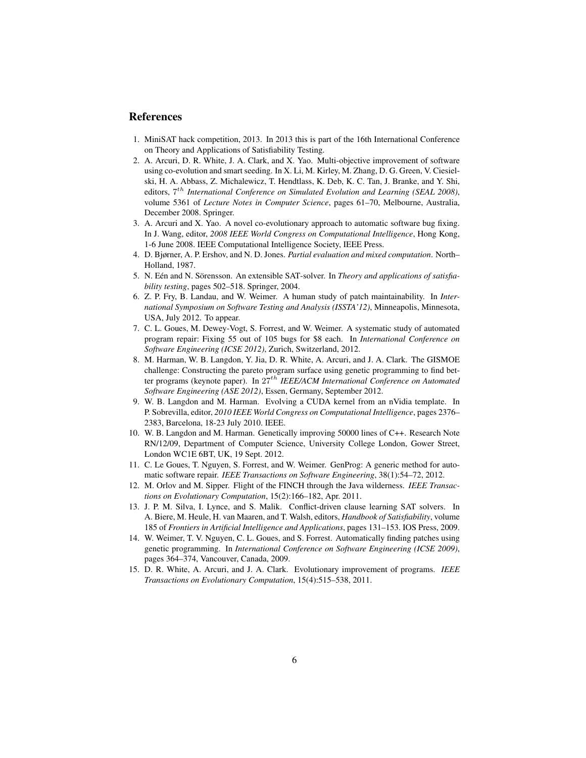## References

1. MiniSAT hack competition, 2013. In 2013 this is part of the 16th International Conference on Theory and Applications of Satisfiability Testing.
2. A. Arcuri, D. R. White, J. A. Clark, and X. Yao. Multi-objective improvement of software using co-evolution and smart seeding. In X. Li, M. Kirley, M. Zhang, D. G. Green, V. Ciesielski, H. A. Abbass, Z. Michalewicz, T. Hendtlass, K. Deb, K. C. Tan, J. Branke, and Y. Shi, editors, *$7^{th}$ International Conference on Simulated Evolution and Learning (SEAL 2008)*, volume 5361 of *Lecture Notes in Computer Science*, pages 61–70, Melbourne, Australia, December 2008. Springer.
3. A. Arcuri and X. Yao. A novel co-evolutionary approach to automatic software bug fixing. In J. Wang, editor, *2008 IEEE World Congress on Computational Intelligence*, Hong Kong, 1-6 June 2008. IEEE Computational Intelligence Society, IEEE Press.
4. D. Bjørner, A. P. Ershov, and N. D. Jones. *Partial evaluation and mixed computation*. North–Holland, 1987.
5. N. Eén and N. Sörensson. An extensible SAT-solver. In *Theory and applications of satisfiability testing*, pages 502–518. Springer, 2004.
6. Z. P. Fry, B. Landau, and W. Weimer. A human study of patch maintainability. In *International Symposium on Software Testing and Analysis (ISSTA'12)*, Minneapolis, Minnesota, USA, July 2012. To appear.
7. C. L. Goues, M. Dewey-Vogt, S. Forrest, and W. Weimer. A systematic study of automated program repair: Fixing 55 out of 105 bugs for $8 each. In *International Conference on Software Engineering (ICSE 2012)*, Zurich, Switzerland, 2012.
8. M. Harman, W. B. Langdon, Y. Jia, D. R. White, A. Arcuri, and J. A. Clark. The GISMOE challenge: Constructing the pareto program surface using genetic programming to find better programs (keynote paper). In *$27^{th}$ IEEE/ACM International Conference on Automated Software Engineering (ASE 2012)*, Essen, Germany, September 2012.
9. W. B. Langdon and M. Harman. Evolving a CUDA kernel from an nVidia template. In P. Sobrevilla, editor, *2010 IEEE World Congress on Computational Intelligence*, pages 2376–2383, Barcelona, 18-23 July 2010. IEEE.
10. W. B. Langdon and M. Harman. Genetically improving 50000 lines of C++. Research Note RN/12/09, Department of Computer Science, University College London, Gower Street, London WC1E 6BT, UK, 19 Sept. 2012.
11. C. Le Goues, T. Nguyen, S. Forrest, and W. Weimer. GenProg: A generic method for automatic software repair. *IEEE Transactions on Software Engineering*, 38(1):54–72, 2012.
12. M. Orlov and M. Sipper. Flight of the FINCH through the Java wilderness. *IEEE Transactions on Evolutionary Computation*, 15(2):166–182, Apr. 2011.
13. J. P. M. Silva, I. Lynce, and S. Malik. Conflict-driven clause learning SAT solvers. In A. Biere, M. Heule, H. van Maaren, and T. Walsh, editors, *Handbook of Satisfiability*, volume 185 of *Frontiers in Artificial Intelligence and Applications*, pages 131–153. IOS Press, 2009.
14. W. Weimer, T. V. Nguyen, C. L. Goues, and S. Forrest. Automatically finding patches using genetic programming. In *International Conference on Software Engineering (ICSE 2009)*, pages 364–374, Vancouver, Canada, 2009.
15. D. R. White, A. Arcuri, and J. A. Clark. Evolutionary improvement of programs. *IEEE Transactions on Evolutionary Computation*, 15(4):515–538, 2011.